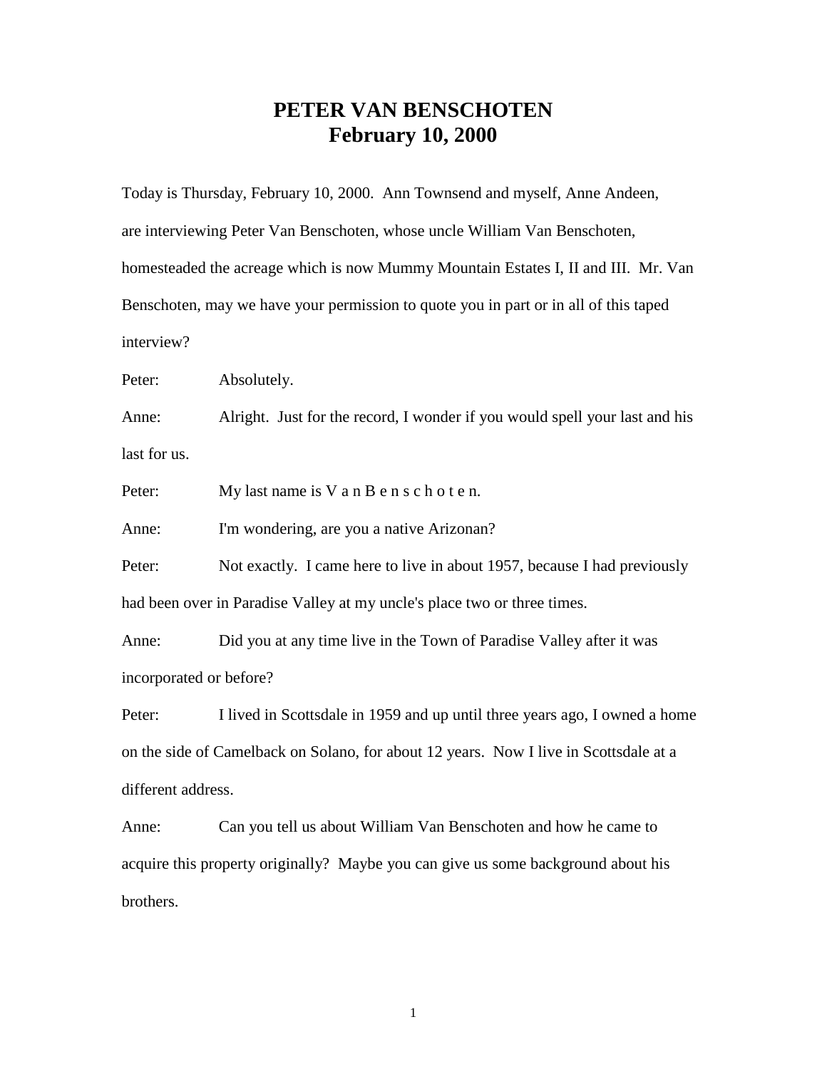# PETER VAN BENSCHOTEN
## February 10, 2000

Today is Thursday, February 10, 2000. Ann Townsend and myself, Anne Andeen, are interviewing Peter Van Benschoten, whose uncle William Van Benschoten, homesteaded the acreage which is now Mummy Mountain Estates I, II and III. Mr. Van Benschoten, may we have your permission to quote you in part or in all of this taped interview?

Peter: Absolutely.

Anne: Alright. Just for the record, I wonder if you would spell your last and his last for us.

Peter: My last name is V a n B e n s c h o t e n.

Anne: I'm wondering, are you a native Arizonan?

Peter: Not exactly. I came here to live in about 1957, because I had previously had been over in Paradise Valley at my uncle's place two or three times.

Anne: Did you at any time live in the Town of Paradise Valley after it was incorporated or before?

Peter: I lived in Scottsdale in 1959 and up until three years ago, I owned a home on the side of Camelback on Solano, for about 12 years. Now I live in Scottsdale at a different address.

Anne: Can you tell us about William Van Benschoten and how he came to acquire this property originally? Maybe you can give us some background about his brothers.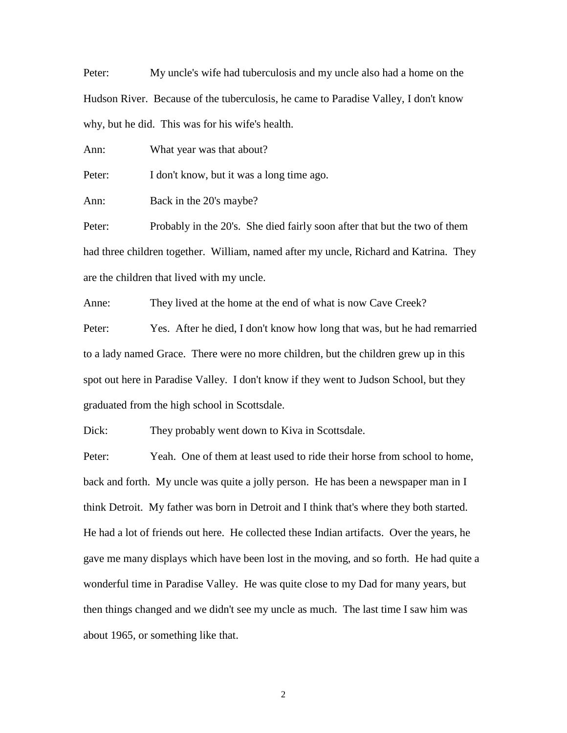Peter: My uncle's wife had tuberculosis and my uncle also had a home on the Hudson River. Because of the tuberculosis, he came to Paradise Valley, I don't know why, but he did. This was for his wife's health.

Ann: What year was that about?

Peter: I don't know, but it was a long time ago.

Ann: Back in the 20's maybe?

Peter: Probably in the 20's. She died fairly soon after that but the two of them had three children together. William, named after my uncle, Richard and Katrina. They are the children that lived with my uncle.

Anne: They lived at the home at the end of what is now Cave Creek?

Peter: Yes. After he died, I don't know how long that was, but he had remarried to a lady named Grace. There were no more children, but the children grew up in this spot out here in Paradise Valley. I don't know if they went to Judson School, but they graduated from the high school in Scottsdale.

Dick: They probably went down to Kiva in Scottsdale.

Peter: Yeah. One of them at least used to ride their horse from school to home, back and forth. My uncle was quite a jolly person. He has been a newspaper man in I think Detroit. My father was born in Detroit and I think that's where they both started. He had a lot of friends out here. He collected these Indian artifacts. Over the years, he gave me many displays which have been lost in the moving, and so forth. He had quite a wonderful time in Paradise Valley. He was quite close to my Dad for many years, but then things changed and we didn't see my uncle as much. The last time I saw him was about 1965, or something like that.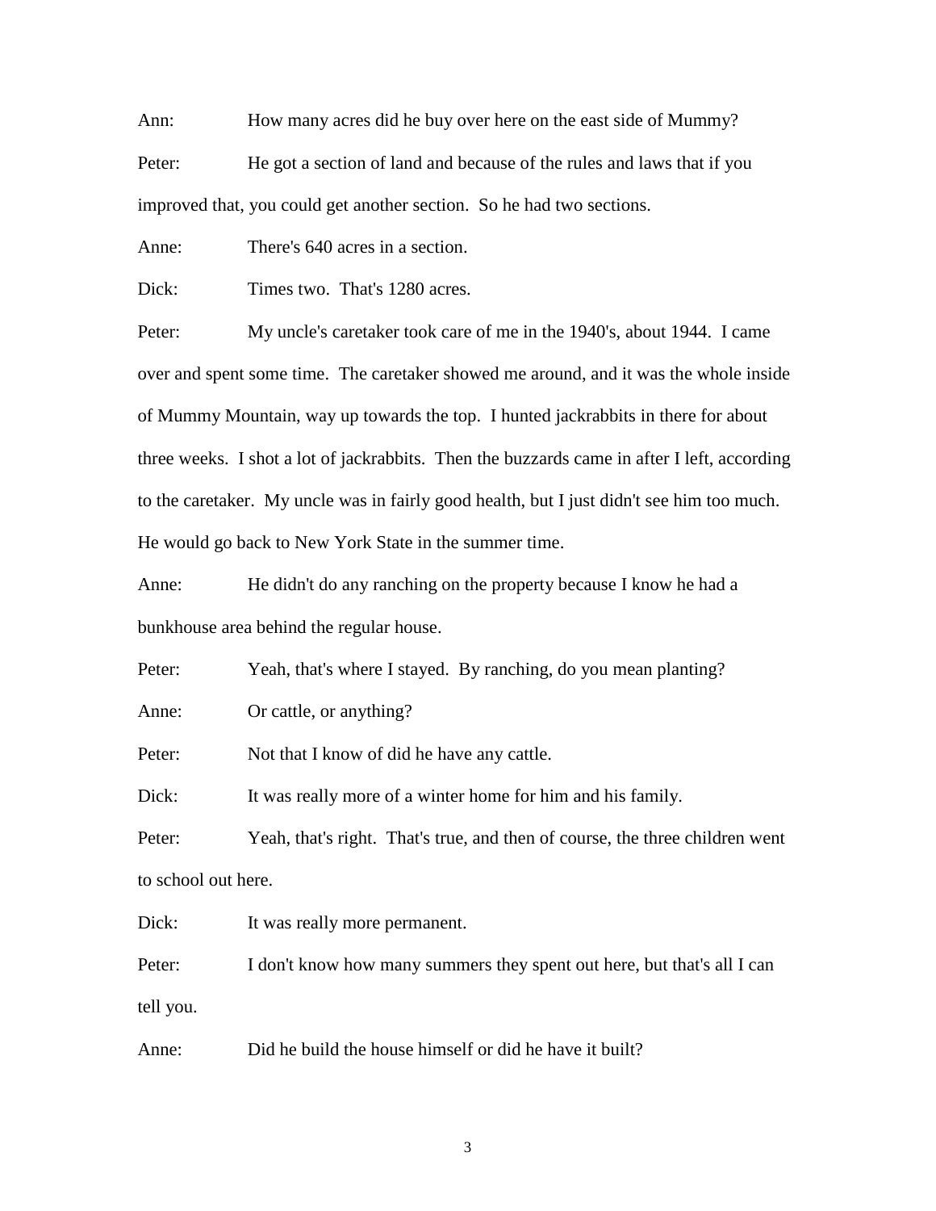Ann: How many acres did he buy over here on the east side of Mummy?

Peter: He got a section of land and because of the rules and laws that if you improved that, you could get another section. So he had two sections.

Anne: There's 640 acres in a section.

Dick: Times two. That's 1280 acres.

Peter: My uncle's caretaker took care of me in the 1940's, about 1944. I came over and spent some time. The caretaker showed me around, and it was the whole inside of Mummy Mountain, way up towards the top. I hunted jackrabbits in there for about three weeks. I shot a lot of jackrabbits. Then the buzzards came in after I left, according to the caretaker. My uncle was in fairly good health, but I just didn't see him too much. He would go back to New York State in the summer time.

Anne: He didn't do any ranching on the property because I know he had a bunkhouse area behind the regular house.

Peter: Yeah, that's where I stayed. By ranching, do you mean planting?

Anne: Or cattle, or anything?

Peter: Not that I know of did he have any cattle.

Dick: It was really more of a winter home for him and his family.

Peter: Yeah, that's right. That's true, and then of course, the three children went to school out here.

Dick: It was really more permanent.

Peter: I don't know how many summers they spent out here, but that's all I can tell you.

Anne: Did he build the house himself or did he have it built?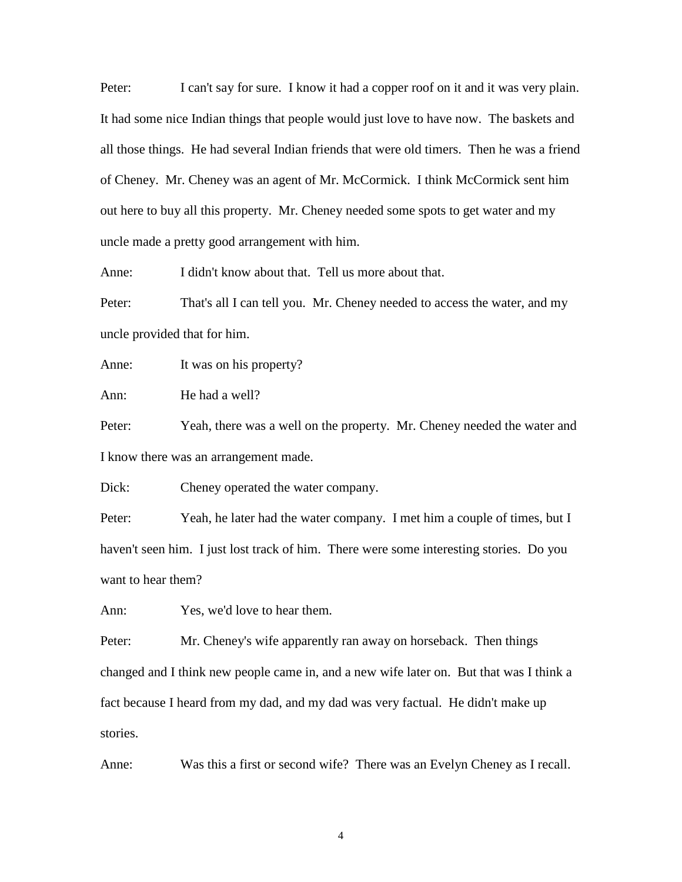Peter: I can't say for sure. I know it had a copper roof on it and it was very plain. It had some nice Indian things that people would just love to have now. The baskets and all those things. He had several Indian friends that were old timers. Then he was a friend of Cheney. Mr. Cheney was an agent of Mr. McCormick. I think McCormick sent him out here to buy all this property. Mr. Cheney needed some spots to get water and my uncle made a pretty good arrangement with him.

Anne: I didn't know about that. Tell us more about that.

Peter: That's all I can tell you. Mr. Cheney needed to access the water, and my uncle provided that for him.

Anne: It was on his property?

Ann: He had a well?

Peter: Yeah, there was a well on the property. Mr. Cheney needed the water and I know there was an arrangement made.

Dick: Cheney operated the water company.

Peter: Yeah, he later had the water company. I met him a couple of times, but I haven't seen him. I just lost track of him. There were some interesting stories. Do you want to hear them?

Ann: Yes, we'd love to hear them.

Peter: Mr. Cheney's wife apparently ran away on horseback. Then things changed and I think new people came in, and a new wife later on. But that was I think a fact because I heard from my dad, and my dad was very factual. He didn't make up stories.

Anne: Was this a first or second wife? There was an Evelyn Cheney as I recall.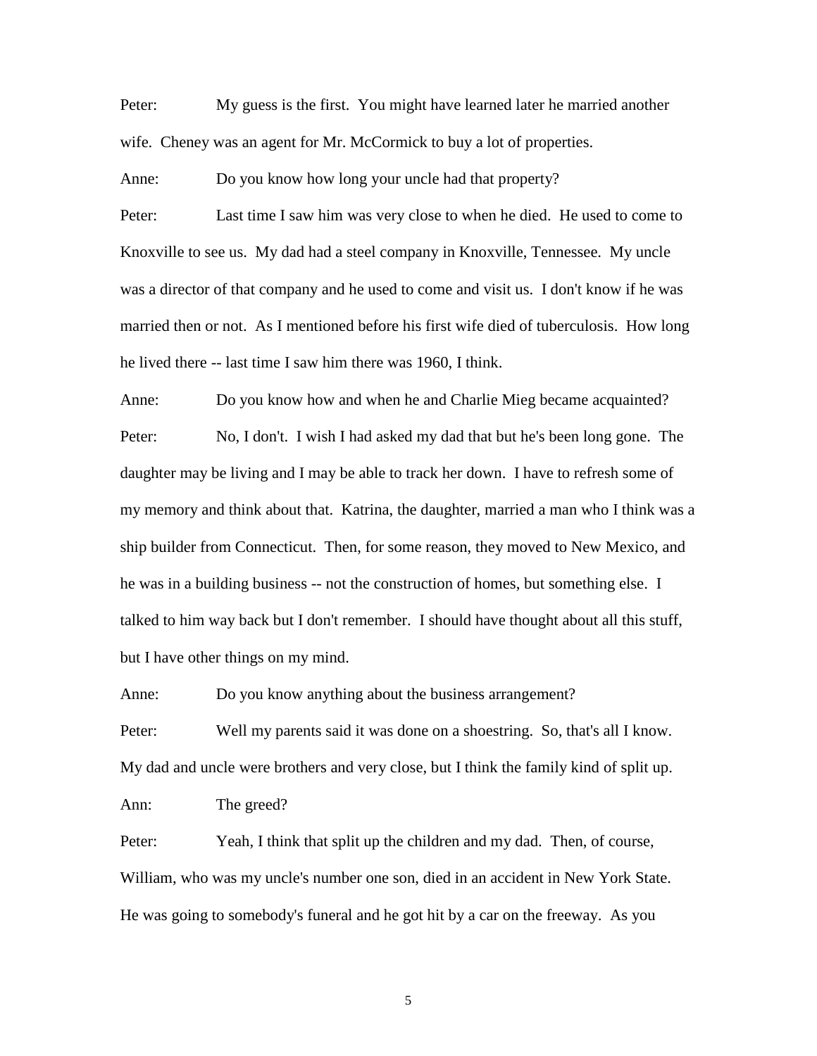Peter: My guess is the first. You might have learned later he married another wife. Cheney was an agent for Mr. McCormick to buy a lot of properties.

Anne: Do you know how long your uncle had that property?

Peter: Last time I saw him was very close to when he died. He used to come to Knoxville to see us. My dad had a steel company in Knoxville, Tennessee. My uncle was a director of that company and he used to come and visit us. I don't know if he was married then or not. As I mentioned before his first wife died of tuberculosis. How long he lived there -- last time I saw him there was 1960, I think.

Anne: Do you know how and when he and Charlie Mieg became acquainted?

Peter: No, I don't. I wish I had asked my dad that but he's been long gone. The daughter may be living and I may be able to track her down. I have to refresh some of my memory and think about that. Katrina, the daughter, married a man who I think was a ship builder from Connecticut. Then, for some reason, they moved to New Mexico, and he was in a building business -- not the construction of homes, but something else. I talked to him way back but I don't remember. I should have thought about all this stuff, but I have other things on my mind.

Anne: Do you know anything about the business arrangement?

Peter: Well my parents said it was done on a shoestring. So, that's all I know. My dad and uncle were brothers and very close, but I think the family kind of split up.

Ann: The greed?

Peter: Yeah, I think that split up the children and my dad. Then, of course, William, who was my uncle's number one son, died in an accident in New York State. He was going to somebody's funeral and he got hit by a car on the freeway. As you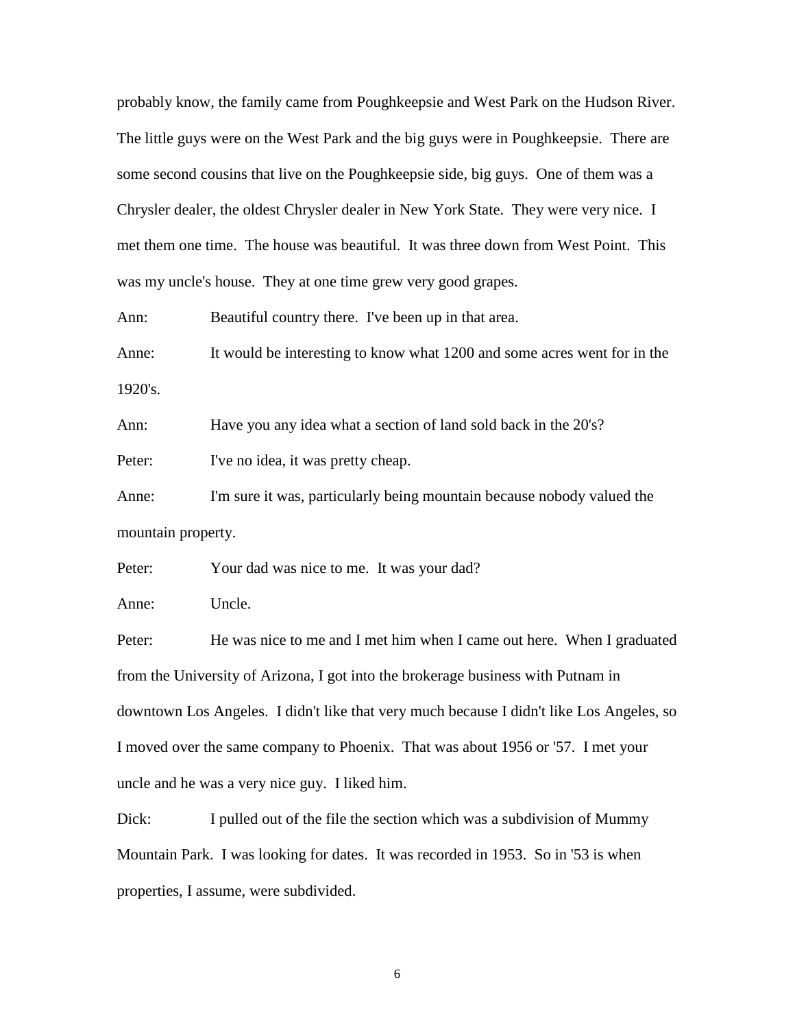probably know, the family came from Poughkeepsie and West Park on the Hudson River. The little guys were on the West Park and the big guys were in Poughkeepsie. There are some second cousins that live on the Poughkeepsie side, big guys. One of them was a Chrysler dealer, the oldest Chrysler dealer in New York State. They were very nice. I met them one time. The house was beautiful. It was three down from West Point. This was my uncle's house. They at one time grew very good grapes.

Ann: Beautiful country there. I've been up in that area.

Anne: It would be interesting to know what 1200 and some acres went for in the 1920's.

Ann: Have you any idea what a section of land sold back in the 20's?

Peter: I've no idea, it was pretty cheap.

Anne: I'm sure it was, particularly being mountain because nobody valued the mountain property.

Peter: Your dad was nice to me. It was your dad?

Anne: Uncle.

Peter: He was nice to me and I met him when I came out here. When I graduated from the University of Arizona, I got into the brokerage business with Putnam in downtown Los Angeles. I didn't like that very much because I didn't like Los Angeles, so I moved over the same company to Phoenix. That was about 1956 or '57. I met your uncle and he was a very nice guy. I liked him.

Dick: I pulled out of the file the section which was a subdivision of Mummy Mountain Park. I was looking for dates. It was recorded in 1953. So in '53 is when properties, I assume, were subdivided.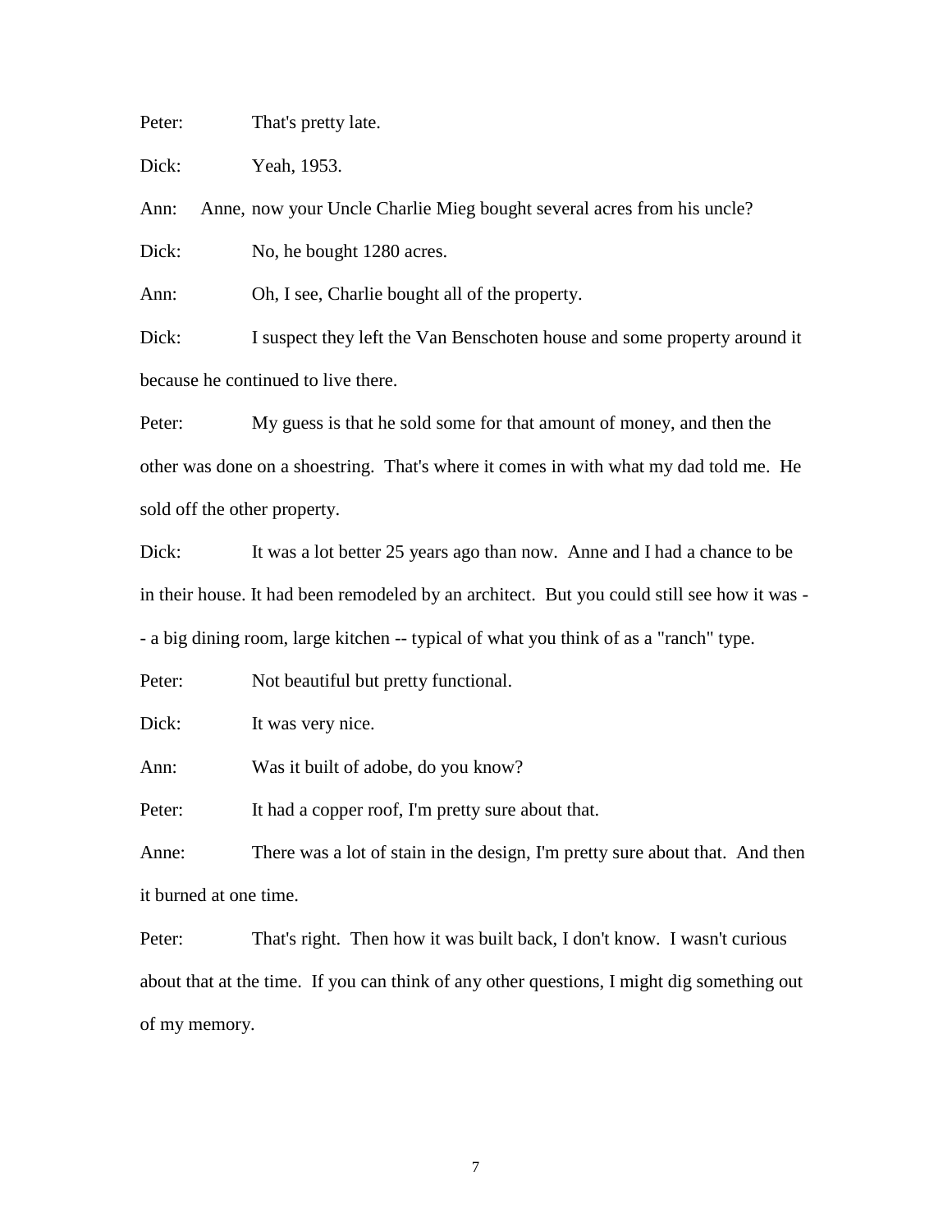Peter: That's pretty late.

Dick: Yeah, 1953.

Ann: Anne, now your Uncle Charlie Mieg bought several acres from his uncle?

Dick: No, he bought 1280 acres.

Ann: Oh, I see, Charlie bought all of the property.

Dick: I suspect they left the Van Benschoten house and some property around it because he continued to live there.

Peter: My guess is that he sold some for that amount of money, and then the other was done on a shoestring. That's where it comes in with what my dad told me. He sold off the other property.

Dick: It was a lot better 25 years ago than now. Anne and I had a chance to be in their house. It had been remodeled by an architect. But you could still see how it was -- a big dining room, large kitchen -- typical of what you think of as a "ranch" type.

Peter: Not beautiful but pretty functional.

Dick: It was very nice.

Ann: Was it built of adobe, do you know?

Peter: It had a copper roof, I'm pretty sure about that.

Anne: There was a lot of stain in the design, I'm pretty sure about that. And then it burned at one time.

Peter: That's right. Then how it was built back, I don't know. I wasn't curious about that at the time. If you can think of any other questions, I might dig something out of my memory.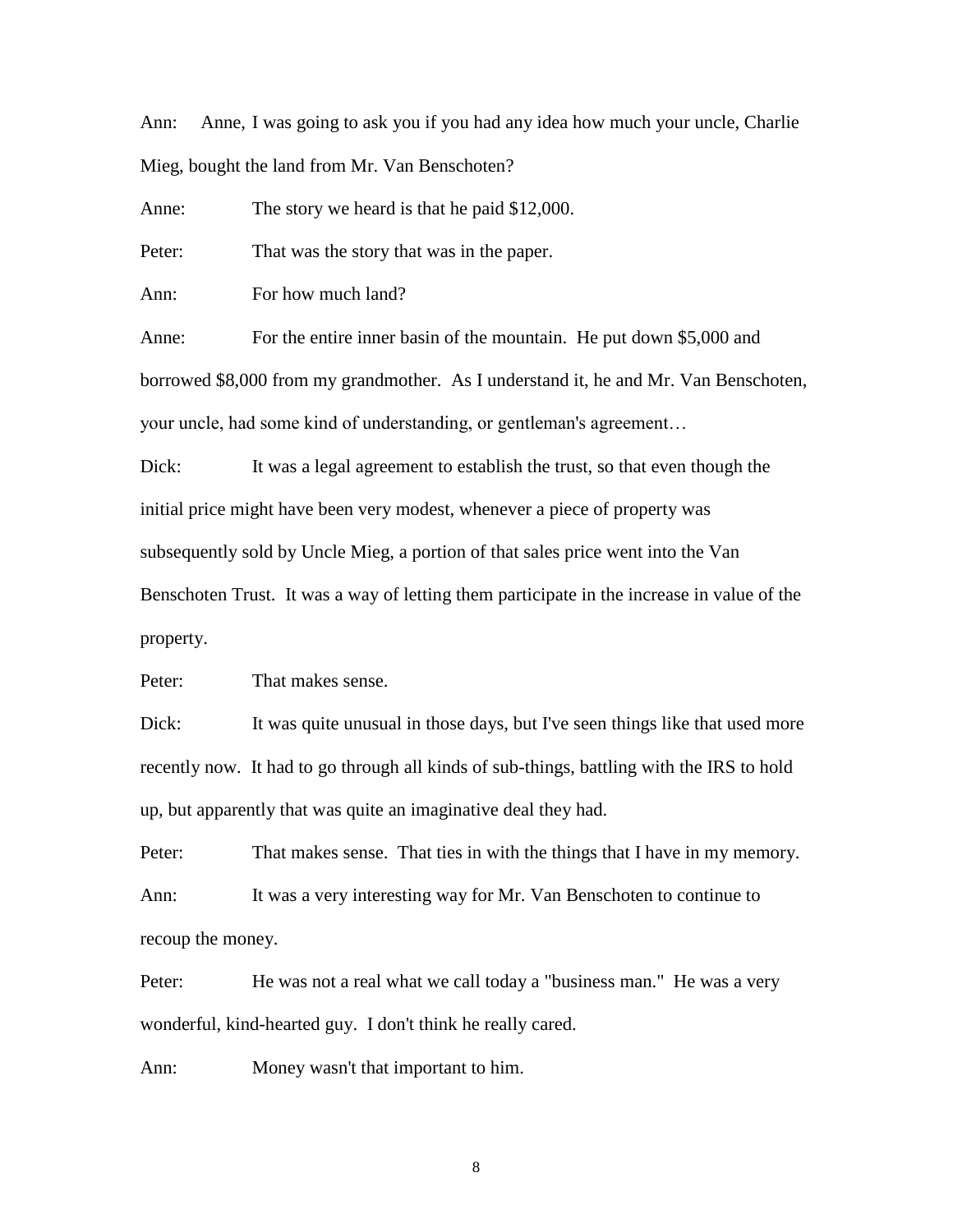Ann: Anne, I was going to ask you if you had any idea how much your uncle, Charlie Mieg, bought the land from Mr. Van Benschoten?

Anne: The story we heard is that he paid $12,000.

Peter: That was the story that was in the paper.

Ann: For how much land?

Anne: For the entire inner basin of the mountain. He put down $5,000 and borrowed $8,000 from my grandmother. As I understand it, he and Mr. Van Benschoten, your uncle, had some kind of understanding, or gentleman's agreement…

Dick: It was a legal agreement to establish the trust, so that even though the initial price might have been very modest, whenever a piece of property was subsequently sold by Uncle Mieg, a portion of that sales price went into the Van Benschoten Trust. It was a way of letting them participate in the increase in value of the property.

Peter: That makes sense.

Dick: It was quite unusual in those days, but I've seen things like that used more recently now. It had to go through all kinds of sub-things, battling with the IRS to hold up, but apparently that was quite an imaginative deal they had.

Peter: That makes sense. That ties in with the things that I have in my memory.

Ann: It was a very interesting way for Mr. Van Benschoten to continue to recoup the money.

Peter: He was not a real what we call today a "business man." He was a very wonderful, kind-hearted guy. I don't think he really cared.

Ann: Money wasn't that important to him.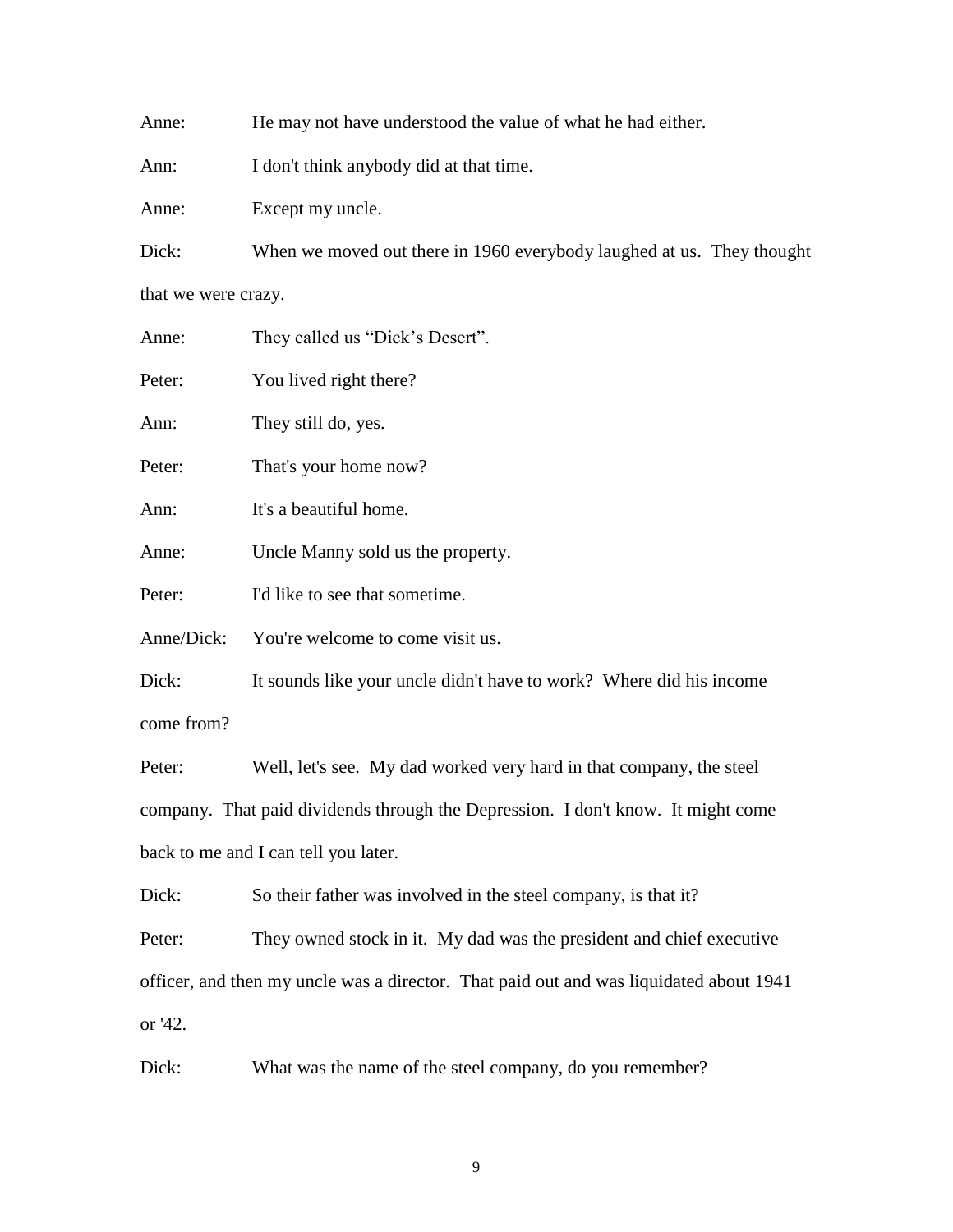Anne: He may not have understood the value of what he had either.

Ann: I don't think anybody did at that time.

Anne: Except my uncle.

Dick: When we moved out there in 1960 everybody laughed at us. They thought that we were crazy.

Anne: They called us "Dick's Desert".

Peter: You lived right there?

Ann: They still do, yes.

Peter: That's your home now?

Ann: It's a beautiful home.

Anne: Uncle Manny sold us the property.

Peter: I'd like to see that sometime.

Anne/Dick: You're welcome to come visit us.

Dick: It sounds like your uncle didn't have to work? Where did his income come from?

Peter: Well, let's see. My dad worked very hard in that company, the steel company. That paid dividends through the Depression. I don't know. It might come back to me and I can tell you later.

Dick: So their father was involved in the steel company, is that it?

Peter: They owned stock in it. My dad was the president and chief executive officer, and then my uncle was a director. That paid out and was liquidated about 1941 or '42.

Dick: What was the name of the steel company, do you remember?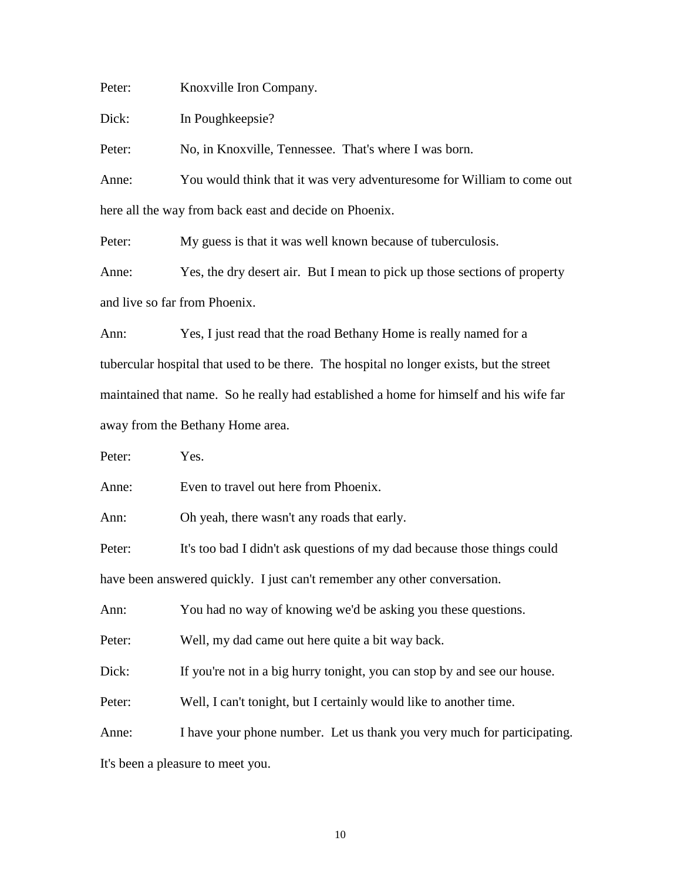Peter: Knoxville Iron Company.

Dick: In Poughkeepsie?

Peter: No, in Knoxville, Tennessee. That's where I was born.

Anne: You would think that it was very adventuresome for William to come out here all the way from back east and decide on Phoenix.

Peter: My guess is that it was well known because of tuberculosis.

Anne: Yes, the dry desert air. But I mean to pick up those sections of property and live so far from Phoenix.

Ann: Yes, I just read that the road Bethany Home is really named for a tubercular hospital that used to be there. The hospital no longer exists, but the street maintained that name. So he really had established a home for himself and his wife far away from the Bethany Home area.

Peter: Yes.

Anne: Even to travel out here from Phoenix.

Ann: Oh yeah, there wasn't any roads that early.

Peter: It's too bad I didn't ask questions of my dad because those things could have been answered quickly. I just can't remember any other conversation.

Ann: You had no way of knowing we'd be asking you these questions.

Peter: Well, my dad came out here quite a bit way back.

Dick: If you're not in a big hurry tonight, you can stop by and see our house.

Peter: Well, I can't tonight, but I certainly would like to another time.

Anne: I have your phone number. Let us thank you very much for participating. It's been a pleasure to meet you.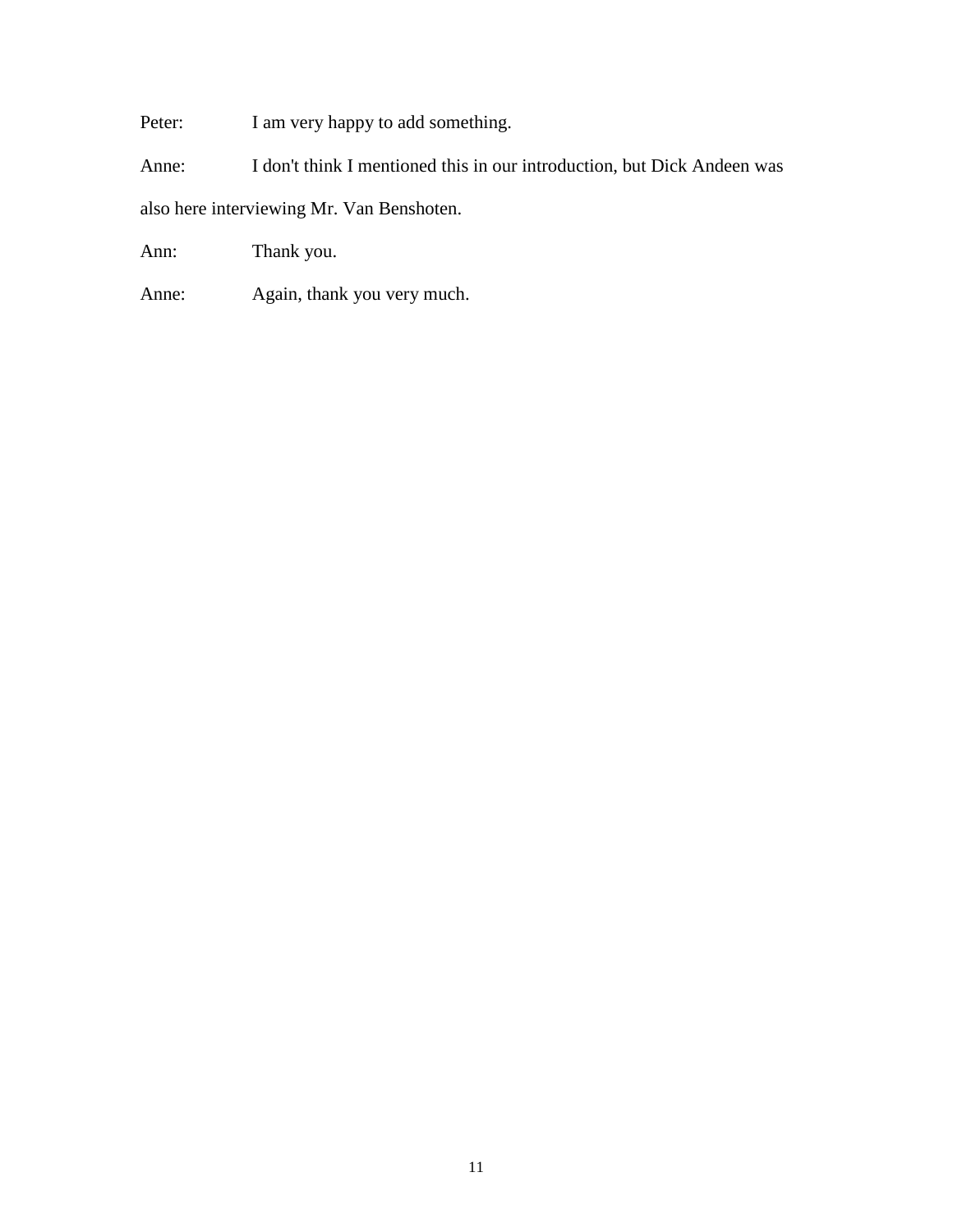Peter: I am very happy to add something.

Anne: I don't think I mentioned this in our introduction, but Dick Andeen was also here interviewing Mr. Van Benshoten.

Ann: Thank you.

Anne: Again, thank you very much.